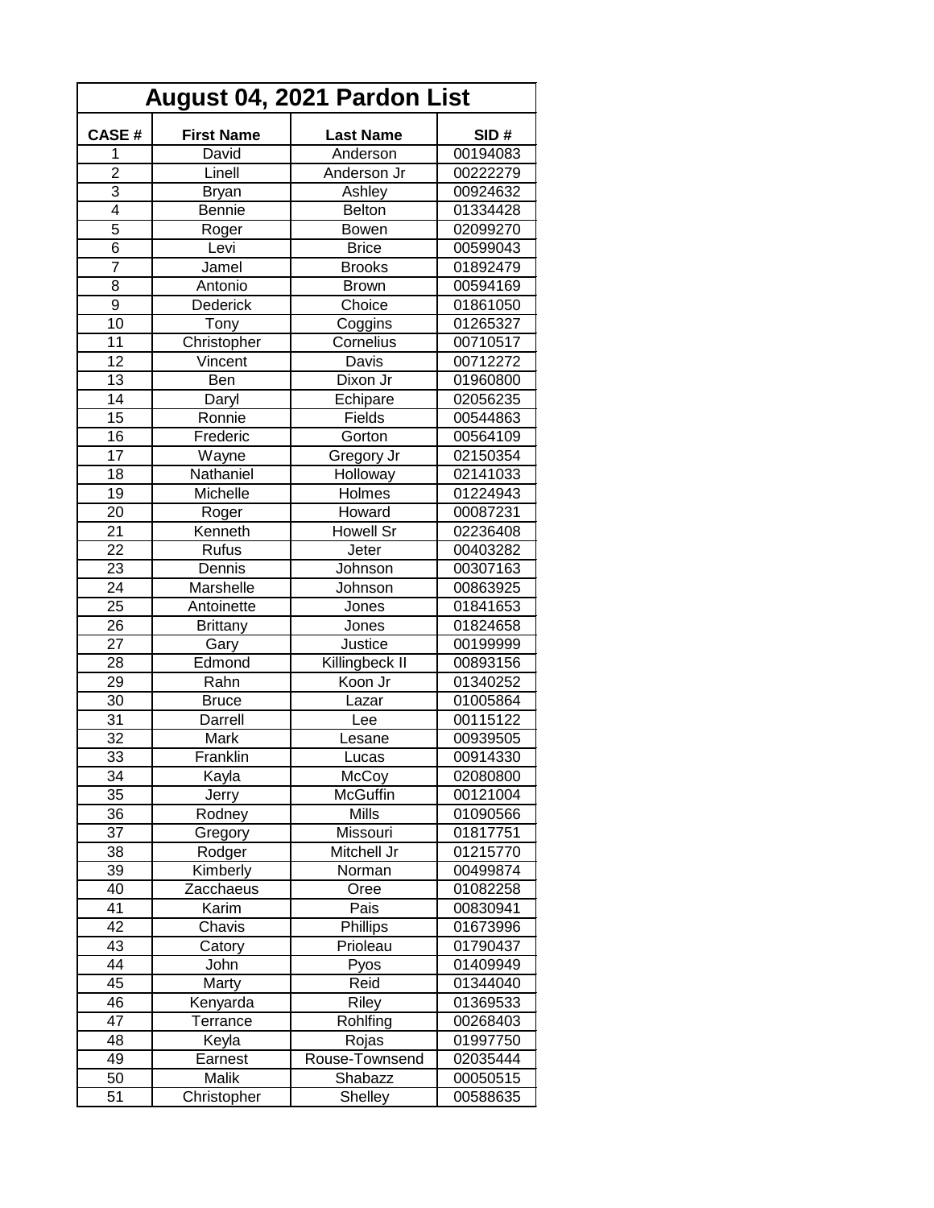# August 04, 2021 Pardon List

| CASE # | First Name | Last Name | SID # |
|---|---|---|---|
| 1 | David | Anderson | 00194083 |
| 2 | Linell | Anderson Jr | 00222279 |
| 3 | Bryan | Ashley | 00924632 |
| 4 | Bennie | Belton | 01334428 |
| 5 | Roger | Bowen | 02099270 |
| 6 | Levi | Brice | 00599043 |
| 7 | Jamel | Brooks | 01892479 |
| 8 | Antonio | Brown | 00594169 |
| 9 | Dederick | Choice | 01861050 |
| 10 | Tony | Coggins | 01265327 |
| 11 | Christopher | Cornelius | 00710517 |
| 12 | Vincent | Davis | 00712272 |
| 13 | Ben | Dixon Jr | 01960800 |
| 14 | Daryl | Echipare | 02056235 |
| 15 | Ronnie | Fields | 00544863 |
| 16 | Frederic | Gorton | 00564109 |
| 17 | Wayne | Gregory Jr | 02150354 |
| 18 | Nathaniel | Holloway | 02141033 |
| 19 | Michelle | Holmes | 01224943 |
| 20 | Roger | Howard | 00087231 |
| 21 | Kenneth | Howell Sr | 02236408 |
| 22 | Rufus | Jeter | 00403282 |
| 23 | Dennis | Johnson | 00307163 |
| 24 | Marshelle | Johnson | 00863925 |
| 25 | Antoinette | Jones | 01841653 |
| 26 | Brittany | Jones | 01824658 |
| 27 | Gary | Justice | 00199999 |
| 28 | Edmond | Killingbeck II | 00893156 |
| 29 | Rahn | Koon Jr | 01340252 |
| 30 | Bruce | Lazar | 01005864 |
| 31 | Darrell | Lee | 00115122 |
| 32 | Mark | Lesane | 00939505 |
| 33 | Franklin | Lucas | 00914330 |
| 34 | Kayla | McCoy | 02080800 |
| 35 | Jerry | McGuffin | 00121004 |
| 36 | Rodney | Mills | 01090566 |
| 37 | Gregory | Missouri | 01817751 |
| 38 | Rodger | Mitchell Jr | 01215770 |
| 39 | Kimberly | Norman | 00499874 |
| 40 | Zacchaeus | Oree | 01082258 |
| 41 | Karim | Pais | 00830941 |
| 42 | Chavis | Phillips | 01673996 |
| 43 | Catory | Prioleau | 01790437 |
| 44 | John | Pyos | 01409949 |
| 45 | Marty | Reid | 01344040 |
| 46 | Kenyarda | Riley | 01369533 |
| 47 | Terrance | Rohlfing | 00268403 |
| 48 | Keyla | Rojas | 01997750 |
| 49 | Earnest | Rouse-Townsend | 02035444 |
| 50 | Malik | Shabazz | 00050515 |
| 51 | Christopher | Shelley | 00588635 |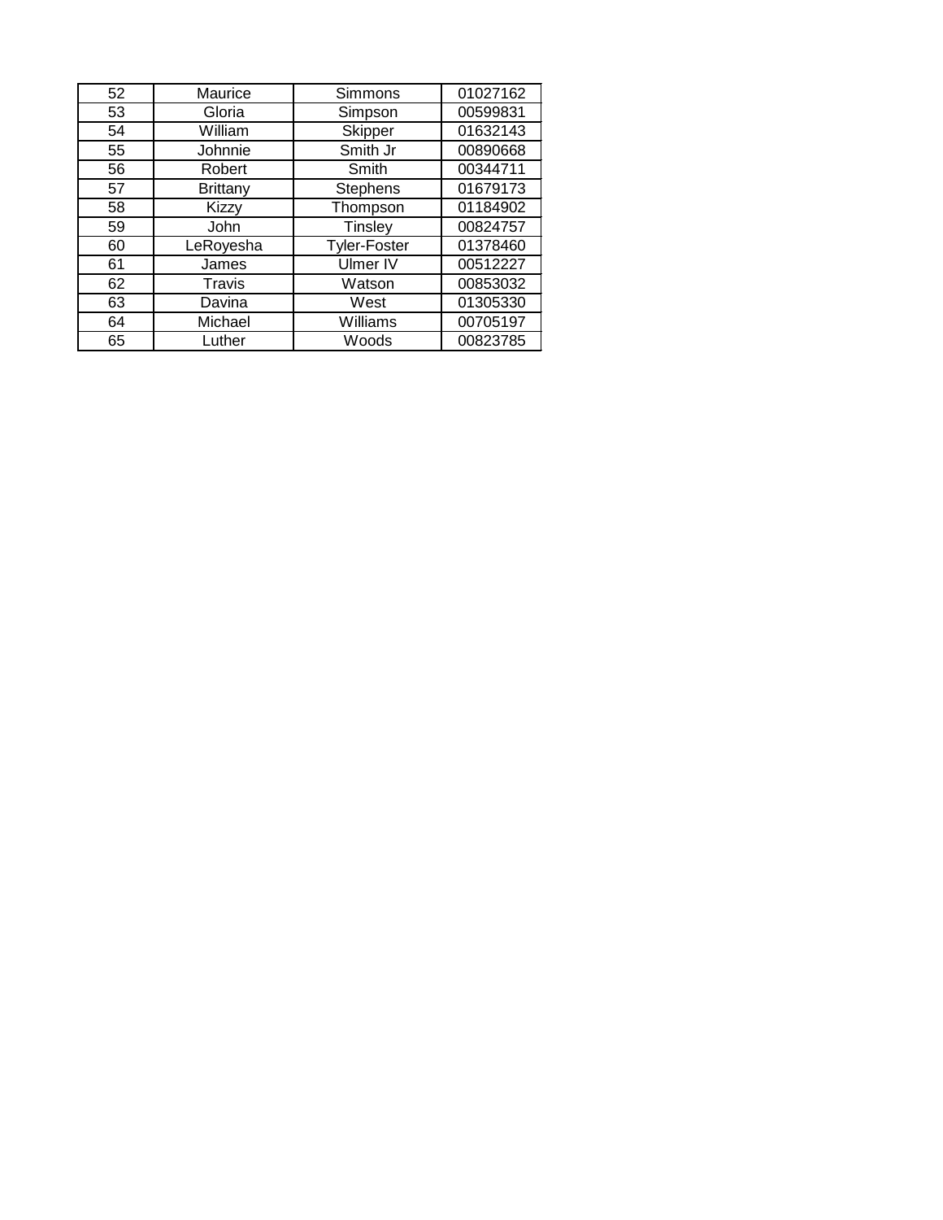| | | | |
|---|---|---|---|
| 52 | Maurice | Simmons | 01027162 |
| 53 | Gloria | Simpson | 00599831 |
| 54 | William | Skipper | 01632143 |
| 55 | Johnnie | Smith Jr | 00890668 |
| 56 | Robert | Smith | 00344711 |
| 57 | Brittany | Stephens | 01679173 |
| 58 | Kizzy | Thompson | 01184902 |
| 59 | John | Tinsley | 00824757 |
| 60 | LeRoyesha | Tyler-Foster | 01378460 |
| 61 | James | Ulmer IV | 00512227 |
| 62 | Travis | Watson | 00853032 |
| 63 | Davina | West | 01305330 |
| 64 | Michael | Williams | 00705197 |
| 65 | Luther | Woods | 00823785 |